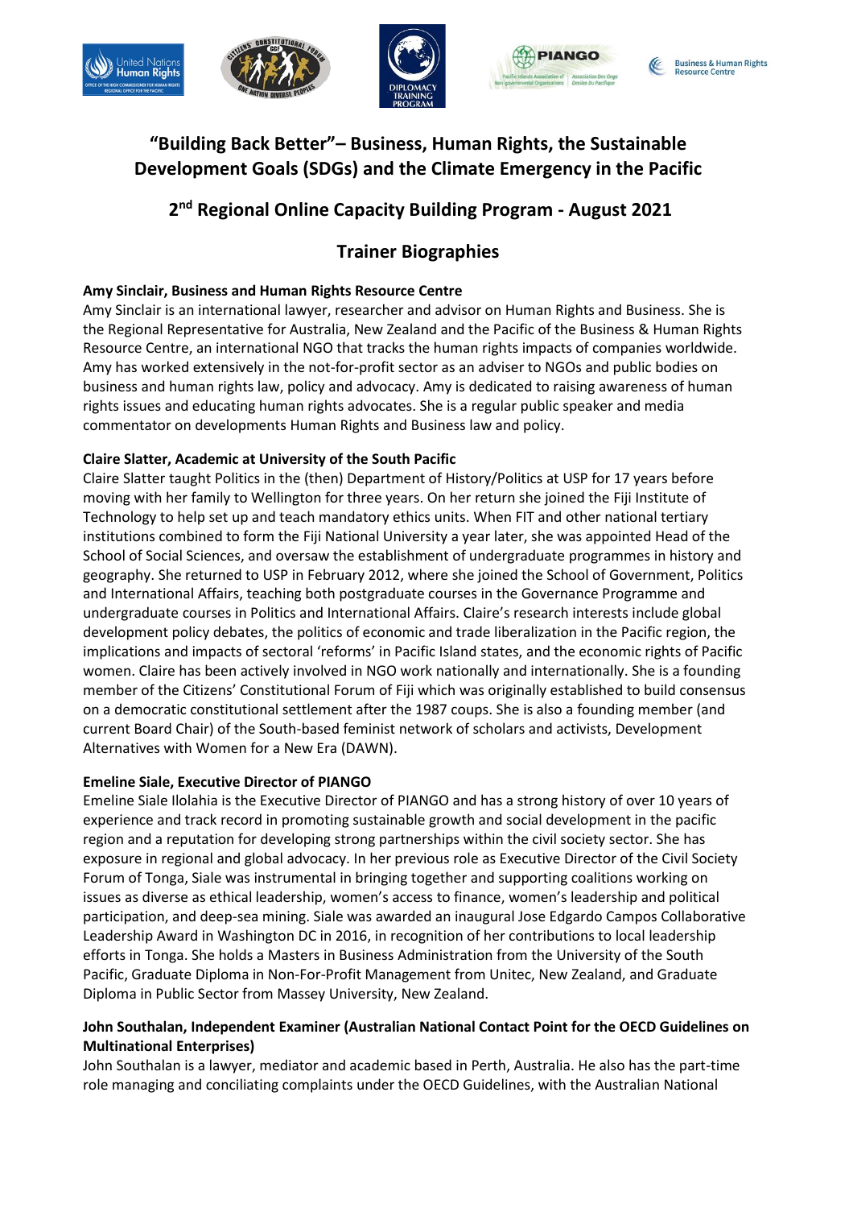# "Building Back Better"– Business, Human Rights, the Sustainable Development Goals (SDGs) and the Climate Emergency in the Pacific

## 2nd Regional Online Capacity Building Program - August 2021

## Trainer Biographies

**Amy Sinclair, Business and Human Rights Resource Centre**

Amy Sinclair is an international lawyer, researcher and advisor on Human Rights and Business. She is the Regional Representative for Australia, New Zealand and the Pacific of the Business & Human Rights Resource Centre, an international NGO that tracks the human rights impacts of companies worldwide. Amy has worked extensively in the not-for-profit sector as an adviser to NGOs and public bodies on business and human rights law, policy and advocacy. Amy is dedicated to raising awareness of human rights issues and educating human rights advocates. She is a regular public speaker and media commentator on developments Human Rights and Business law and policy.

**Claire Slatter, Academic at University of the South Pacific**

Claire Slatter taught Politics in the (then) Department of History/Politics at USP for 17 years before moving with her family to Wellington for three years. On her return she joined the Fiji Institute of Technology to help set up and teach mandatory ethics units. When FIT and other national tertiary institutions combined to form the Fiji National University a year later, she was appointed Head of the School of Social Sciences, and oversaw the establishment of undergraduate programmes in history and geography. She returned to USP in February 2012, where she joined the School of Government, Politics and International Affairs, teaching both postgraduate courses in the Governance Programme and undergraduate courses in Politics and International Affairs. Claire's research interests include global development policy debates, the politics of economic and trade liberalization in the Pacific region, the implications and impacts of sectoral 'reforms' in Pacific Island states, and the economic rights of Pacific women. Claire has been actively involved in NGO work nationally and internationally. She is a founding member of the Citizens' Constitutional Forum of Fiji which was originally established to build consensus on a democratic constitutional settlement after the 1987 coups. She is also a founding member (and current Board Chair) of the South-based feminist network of scholars and activists, Development Alternatives with Women for a New Era (DAWN).

**Emeline Siale, Executive Director of PIANGO**

Emeline Siale Ilolahia is the Executive Director of PIANGO and has a strong history of over 10 years of experience and track record in promoting sustainable growth and social development in the pacific region and a reputation for developing strong partnerships within the civil society sector. She has exposure in regional and global advocacy. In her previous role as Executive Director of the Civil Society Forum of Tonga, Siale was instrumental in bringing together and supporting coalitions working on issues as diverse as ethical leadership, women's access to finance, women's leadership and political participation, and deep-sea mining. Siale was awarded an inaugural Jose Edgardo Campos Collaborative Leadership Award in Washington DC in 2016, in recognition of her contributions to local leadership efforts in Tonga. She holds a Masters in Business Administration from the University of the South Pacific, Graduate Diploma in Non-For-Profit Management from Unitec, New Zealand, and Graduate Diploma in Public Sector from Massey University, New Zealand.

**John Southalan, Independent Examiner (Australian National Contact Point for the OECD Guidelines on Multinational Enterprises)**

John Southalan is a lawyer, mediator and academic based in Perth, Australia. He also has the part-time role managing and conciliating complaints under the OECD Guidelines, with the Australian National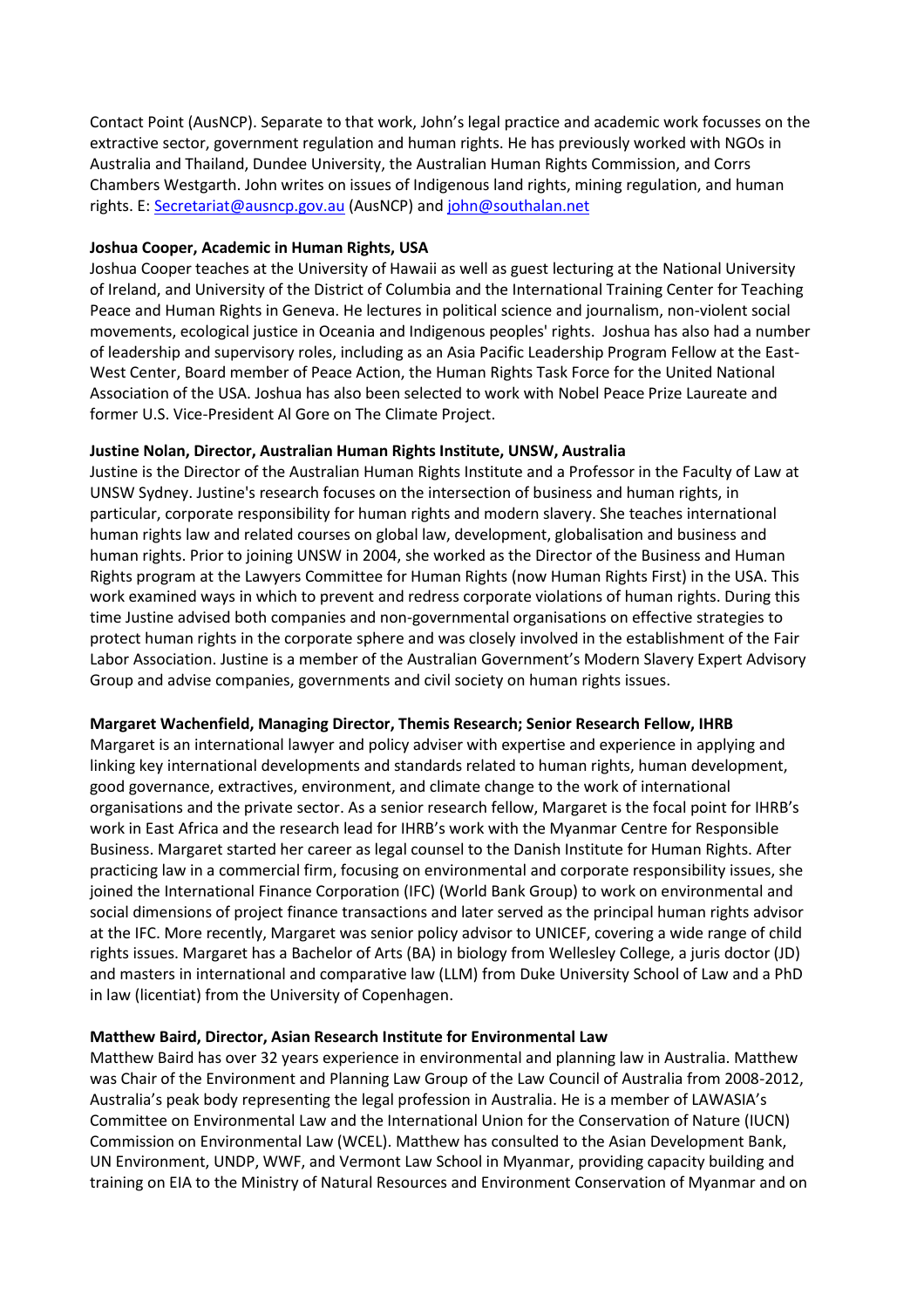Contact Point (AusNCP). Separate to that work, John's legal practice and academic work focusses on the extractive sector, government regulation and human rights. He has previously worked with NGOs in Australia and Thailand, Dundee University, the Australian Human Rights Commission, and Corrs Chambers Westgarth. John writes on issues of Indigenous land rights, mining regulation, and human rights. E: [Secretariat@ausncp.gov.au](mailto:Secretariat@ausncp.gov.au) (AusNCP) and [john@southalan.net](mailto:john@southalan.net)

**Joshua Cooper, Academic in Human Rights, USA**
Joshua Cooper teaches at the University of Hawaii as well as guest lecturing at the National University of Ireland, and University of the District of Columbia and the International Training Center for Teaching Peace and Human Rights in Geneva. He lectures in political science and journalism, non-violent social movements, ecological justice in Oceania and Indigenous peoples' rights. Joshua has also had a number of leadership and supervisory roles, including as an Asia Pacific Leadership Program Fellow at the East-West Center, Board member of Peace Action, the Human Rights Task Force for the United National Association of the USA. Joshua has also been selected to work with Nobel Peace Prize Laureate and former U.S. Vice-President Al Gore on The Climate Project.

**Justine Nolan, Director, Australian Human Rights Institute, UNSW, Australia**
Justine is the Director of the Australian Human Rights Institute and a Professor in the Faculty of Law at UNSW Sydney. Justine's research focuses on the intersection of business and human rights, in particular, corporate responsibility for human rights and modern slavery. She teaches international human rights law and related courses on global law, development, globalisation and business and human rights. Prior to joining UNSW in 2004, she worked as the Director of the Business and Human Rights program at the Lawyers Committee for Human Rights (now Human Rights First) in the USA. This work examined ways in which to prevent and redress corporate violations of human rights. During this time Justine advised both companies and non-governmental organisations on effective strategies to protect human rights in the corporate sphere and was closely involved in the establishment of the Fair Labor Association. Justine is a member of the Australian Government's Modern Slavery Expert Advisory Group and advise companies, governments and civil society on human rights issues.

**Margaret Wachenfield, Managing Director, Themis Research; Senior Research Fellow, IHRB**
Margaret is an international lawyer and policy adviser with expertise and experience in applying and linking key international developments and standards related to human rights, human development, good governance, extractives, environment, and climate change to the work of international organisations and the private sector. As a senior research fellow, Margaret is the focal point for IHRB's work in East Africa and the research lead for IHRB's work with the Myanmar Centre for Responsible Business. Margaret started her career as legal counsel to the Danish Institute for Human Rights. After practicing law in a commercial firm, focusing on environmental and corporate responsibility issues, she joined the International Finance Corporation (IFC) (World Bank Group) to work on environmental and social dimensions of project finance transactions and later served as the principal human rights advisor at the IFC. More recently, Margaret was senior policy advisor to UNICEF, covering a wide range of child rights issues. Margaret has a Bachelor of Arts (BA) in biology from Wellesley College, a juris doctor (JD) and masters in international and comparative law (LLM) from Duke University School of Law and a PhD in law (licentiat) from the University of Copenhagen.

**Matthew Baird, Director, Asian Research Institute for Environmental Law**
Matthew Baird has over 32 years experience in environmental and planning law in Australia. Matthew was Chair of the Environment and Planning Law Group of the Law Council of Australia from 2008-2012, Australia's peak body representing the legal profession in Australia. He is a member of LAWASIA's Committee on Environmental Law and the International Union for the Conservation of Nature (IUCN) Commission on Environmental Law (WCEL). Matthew has consulted to the Asian Development Bank, UN Environment, UNDP, WWF, and Vermont Law School in Myanmar, providing capacity building and training on EIA to the Ministry of Natural Resources and Environment Conservation of Myanmar and on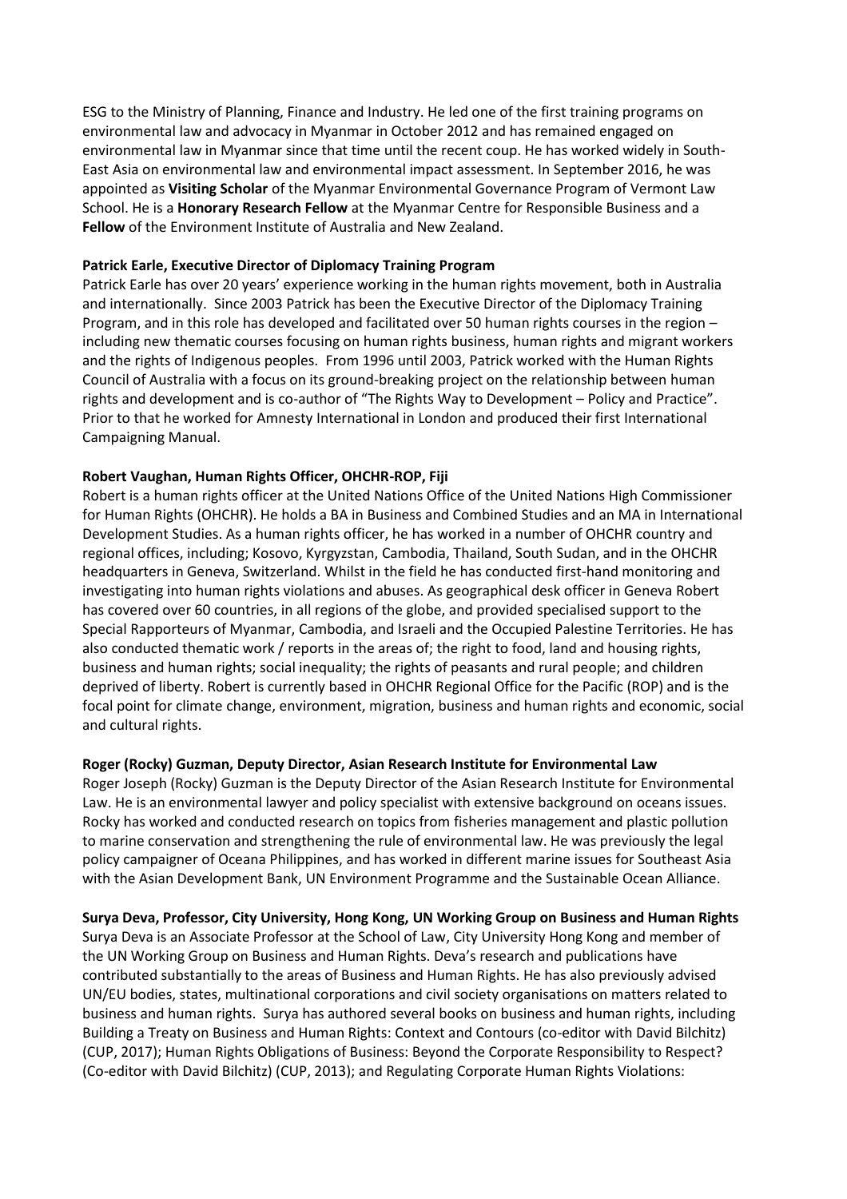ESG to the Ministry of Planning, Finance and Industry. He led one of the first training programs on environmental law and advocacy in Myanmar in October 2012 and has remained engaged on environmental law in Myanmar since that time until the recent coup. He has worked widely in South-East Asia on environmental law and environmental impact assessment. In September 2016, he was appointed as **Visiting Scholar** of the Myanmar Environmental Governance Program of Vermont Law School. He is a **Honorary Research Fellow** at the Myanmar Centre for Responsible Business and a **Fellow** of the Environment Institute of Australia and New Zealand.

**Patrick Earle, Executive Director of Diplomacy Training Program**

Patrick Earle has over 20 years' experience working in the human rights movement, both in Australia and internationally. Since 2003 Patrick has been the Executive Director of the Diplomacy Training Program, and in this role has developed and facilitated over 50 human rights courses in the region – including new thematic courses focusing on human rights business, human rights and migrant workers and the rights of Indigenous peoples. From 1996 until 2003, Patrick worked with the Human Rights Council of Australia with a focus on its ground-breaking project on the relationship between human rights and development and is co-author of "The Rights Way to Development – Policy and Practice". Prior to that he worked for Amnesty International in London and produced their first International Campaigning Manual.

**Robert Vaughan, Human Rights Officer, OHCHR-ROP, Fiji**

Robert is a human rights officer at the United Nations Office of the United Nations High Commissioner for Human Rights (OHCHR). He holds a BA in Business and Combined Studies and an MA in International Development Studies. As a human rights officer, he has worked in a number of OHCHR country and regional offices, including; Kosovo, Kyrgyzstan, Cambodia, Thailand, South Sudan, and in the OHCHR headquarters in Geneva, Switzerland. Whilst in the field he has conducted first-hand monitoring and investigating into human rights violations and abuses. As geographical desk officer in Geneva Robert has covered over 60 countries, in all regions of the globe, and provided specialised support to the Special Rapporteurs of Myanmar, Cambodia, and Israeli and the Occupied Palestine Territories. He has also conducted thematic work / reports in the areas of; the right to food, land and housing rights, business and human rights; social inequality; the rights of peasants and rural people; and children deprived of liberty. Robert is currently based in OHCHR Regional Office for the Pacific (ROP) and is the focal point for climate change, environment, migration, business and human rights and economic, social and cultural rights.

**Roger (Rocky) Guzman, Deputy Director, Asian Research Institute for Environmental Law**

Roger Joseph (Rocky) Guzman is the Deputy Director of the Asian Research Institute for Environmental Law. He is an environmental lawyer and policy specialist with extensive background on oceans issues. Rocky has worked and conducted research on topics from fisheries management and plastic pollution to marine conservation and strengthening the rule of environmental law. He was previously the legal policy campaigner of Oceana Philippines, and has worked in different marine issues for Southeast Asia with the Asian Development Bank, UN Environment Programme and the Sustainable Ocean Alliance.

**Surya Deva, Professor, City University, Hong Kong, UN Working Group on Business and Human Rights**

Surya Deva is an Associate Professor at the School of Law, City University Hong Kong and member of the UN Working Group on Business and Human Rights. Deva's research and publications have contributed substantially to the areas of Business and Human Rights. He has also previously advised UN/EU bodies, states, multinational corporations and civil society organisations on matters related to business and human rights. Surya has authored several books on business and human rights, including Building a Treaty on Business and Human Rights: Context and Contours (co-editor with David Bilchitz) (CUP, 2017); Human Rights Obligations of Business: Beyond the Corporate Responsibility to Respect? (Co-editor with David Bilchitz) (CUP, 2013); and Regulating Corporate Human Rights Violations: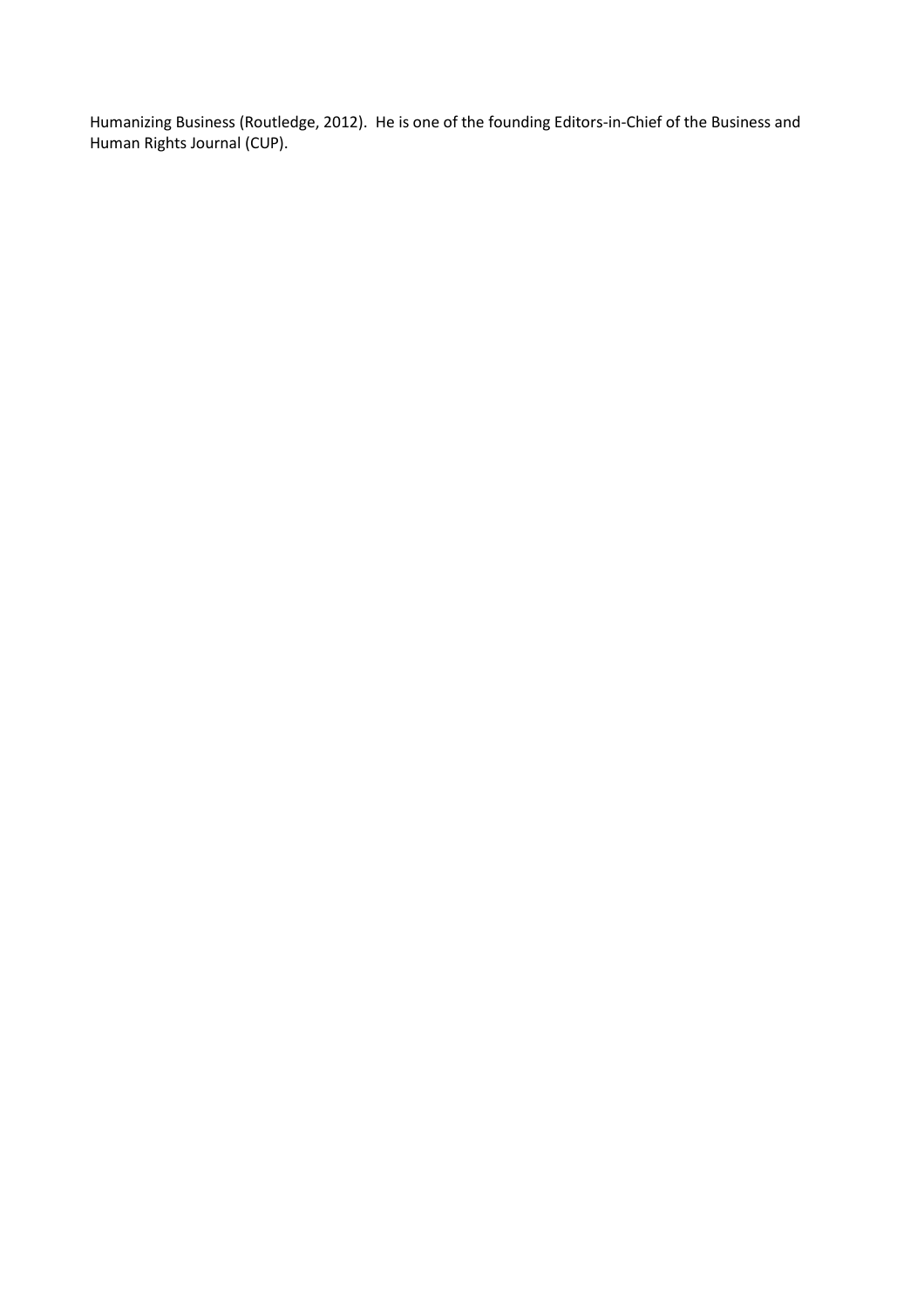Humanizing Business (Routledge, 2012). He is one of the founding Editors-in-Chief of the Business and Human Rights Journal (CUP).